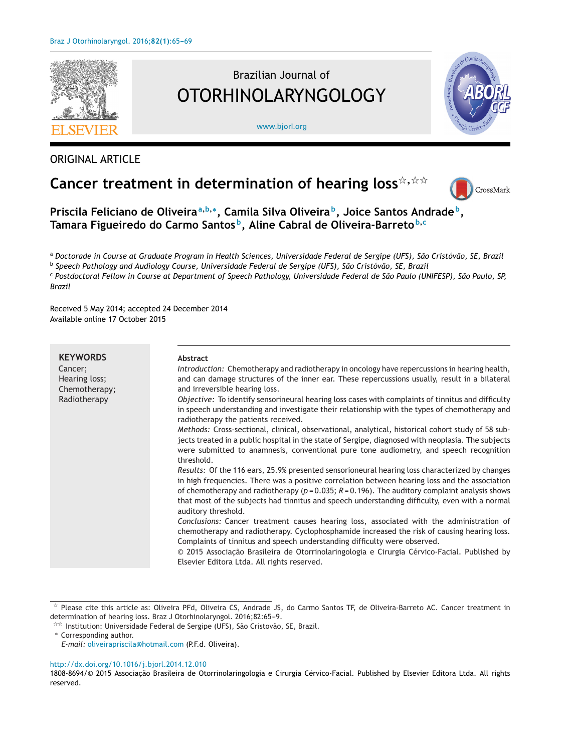ORIGINAL ARTICLE

# Cancer treatment in determination of hearing loss[☆,☆☆]

**Priscila Feliciano de Oliveira[a,b,*], Camila Silva Oliveira[b], Joice Santos Andrade[b], Tamara Figueiredo do Carmo Santos[b], Aline Cabral de Oliveira-Barreto[b,c]**

[a] *Doctorade in Course at Graduate Program in Health Sciences, Universidade Federal de Sergipe (UFS), São Cristóvão, SE, Brazil*
[b] *Speech Pathology and Audiology Course, Universidade Federal de Sergipe (UFS), São Cristóvão, SE, Brazil*
[c] *Postdoctoral Fellow in Course at Department of Speech Pathology, Universidade Federal de São Paulo (UNIFESP), São Paulo, SP, Brazil*

Received 5 May 2014; accepted 24 December 2014
Available online 17 October 2015

**KEYWORDS**
Cancer;
Hearing loss;
Chemotherapy;
Radiotherapy

**Abstract**

*Introduction:* Chemotherapy and radiotherapy in oncology have repercussions in hearing health, and can damage structures of the inner ear. These repercussions usually, result in a bilateral and irreversible hearing loss.

*Objective:* To identify sensorineural hearing loss cases with complaints of tinnitus and difficulty in speech understanding and investigate their relationship with the types of chemotherapy and radiotherapy the patients received.

*Methods:* Cross-sectional, clinical, observational, analytical, historical cohort study of 58 subjects treated in a public hospital in the state of Sergipe, diagnosed with neoplasia. The subjects were submitted to anamnesis, conventional pure tone audiometry, and speech recognition threshold.

*Results:* Of the 116 ears, 25.9% presented sensorioneural hearing loss characterized by changes in high frequencies. There was a positive correlation between hearing loss and the association of chemotherapy and radiotherapy ($p = 0.035$; $R = 0.196$). The auditory complaint analysis shows that most of the subjects had tinnitus and speech understanding difficulty, even with a normal auditory threshold.

*Conclusions:* Cancer treatment causes hearing loss, associated with the administration of chemotherapy and radiotherapy. Cyclophosphamide increased the risk of causing hearing loss. Complaints of tinnitus and speech understanding difficulty were observed.

© 2015 Associação Brasileira de Otorrinolaringologia e Cirurgia Cérvico-Facial. Published by Elsevier Editora Ltda. All rights reserved.

☆ Please cite this article as: Oliveira PFd, Oliveira CS, Andrade JS, do Carmo Santos TF, de Oliveira-Barreto AC. Cancer treatment in determination of hearing loss. Braz J Otorhinolaryngol. 2016;82:65–9.

☆☆ Institution: Universidade Federal de Sergipe (UFS), São Cristovão, SE, Brazil.

\* Corresponding author.
*E-mail:* oliveirapriscila@hotmail.com (P.F.d. Oliveira).

http://dx.doi.org/10.1016/j.bjorl.2014.12.010
1808-8694/© 2015 Associação Brasileira de Otorrinolaringologia e Cirurgia Cérvico-Facial. Published by Elsevier Editora Ltda. All rights reserved.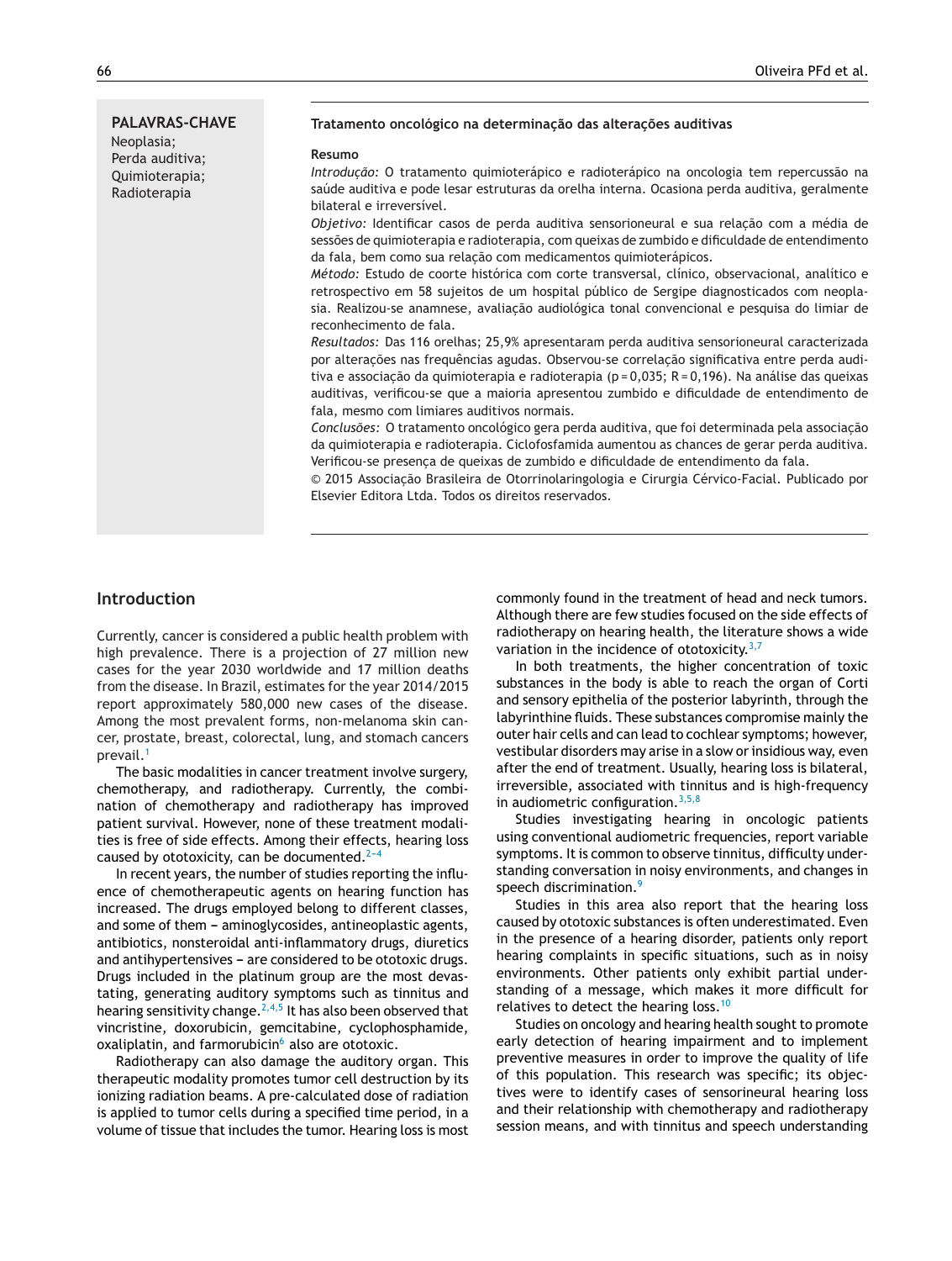**PALAVRAS-CHAVE**
Neoplasia;
Perda auditiva;
Quimioterapia;
Radioterapia

**Tratamento oncológico na determinação das alterações auditivas**

**Resumo**

*Introdução:* O tratamento quimioterápico e radioterápico na oncologia tem repercussão na saúde auditiva e pode lesar estruturas da orelha interna. Ocasiona perda auditiva, geralmente bilateral e irreversível.

*Objetivo:* Identificar casos de perda auditiva sensorioneural e sua relação com a média de sessões de quimioterapia e radioterapia, com queixas de zumbido e dificuldade de entendimento da fala, bem como sua relação com medicamentos quimioterápicos.

*Método:* Estudo de coorte histórica com corte transversal, clínico, observacional, analítico e retrospectivo em 58 sujeitos de um hospital público de Sergipe diagnosticados com neoplasia. Realizou-se anamnese, avaliação audiológica tonal convencional e pesquisa do limiar de reconhecimento de fala.

*Resultados:* Das 116 orelhas; 25,9% apresentaram perda auditiva sensorioneural caracterizada por alterações nas frequências agudas. Observou-se correlação significativa entre perda auditiva e associação da quimioterapia e radioterapia ($p = 0{,}035$; $R = 0{,}196$). Na análise das queixas auditivas, verificou-se que a maioria apresentou zumbido e dificuldade de entendimento de fala, mesmo com limiares auditivos normais.

*Conclusões:* O tratamento oncológico gera perda auditiva, que foi determinada pela associação da quimioterapia e radioterapia. Ciclofosfamida aumentou as chances de gerar perda auditiva. Verificou-se presença de queixas de zumbido e dificuldade de entendimento da fala.

© 2015 Associação Brasileira de Otorrinolaringologia e Cirurgia Cérvico-Facial. Publicado por Elsevier Editora Ltda. Todos os direitos reservados.

## Introduction

Currently, cancer is considered a public health problem with high prevalence. There is a projection of 27 million new cases for the year 2030 worldwide and 17 million deaths from the disease. In Brazil, estimates for the year 2014/2015 report approximately 580,000 new cases of the disease. Among the most prevalent forms, non-melanoma skin cancer, prostate, breast, colorectal, lung, and stomach cancers prevail.[1]

The basic modalities in cancer treatment involve surgery, chemotherapy, and radiotherapy. Currently, the combination of chemotherapy and radiotherapy has improved patient survival. However, none of these treatment modalities is free of side effects. Among their effects, hearing loss caused by ototoxicity, can be documented.[2–4]

In recent years, the number of studies reporting the influence of chemotherapeutic agents on hearing function has increased. The drugs employed belong to different classes, and some of them – aminoglycosides, antineoplastic agents, antibiotics, nonsteroidal anti-inflammatory drugs, diuretics and antihypertensives – are considered to be ototoxic drugs. Drugs included in the platinum group are the most devastating, generating auditory symptoms such as tinnitus and hearing sensitivity change.[2,4,5] It has also been observed that vincristine, doxorubicin, gemcitabine, cyclophosphamide, oxaliplatin, and farmorubicin[6] also are ototoxic.

Radiotherapy can also damage the auditory organ. This therapeutic modality promotes tumor cell destruction by its ionizing radiation beams. A pre-calculated dose of radiation is applied to tumor cells during a specified time period, in a volume of tissue that includes the tumor. Hearing loss is most commonly found in the treatment of head and neck tumors. Although there are few studies focused on the side effects of radiotherapy on hearing health, the literature shows a wide variation in the incidence of ototoxicity.[3,7]

In both treatments, the higher concentration of toxic substances in the body is able to reach the organ of Corti and sensory epithelia of the posterior labyrinth, through the labyrinthine fluids. These substances compromise mainly the outer hair cells and can lead to cochlear symptoms; however, vestibular disorders may arise in a slow or insidious way, even after the end of treatment. Usually, hearing loss is bilateral, irreversible, associated with tinnitus and is high-frequency in audiometric configuration.[3,5,8]

Studies investigating hearing in oncologic patients using conventional audiometric frequencies, report variable symptoms. It is common to observe tinnitus, difficulty understanding conversation in noisy environments, and changes in speech discrimination.[9]

Studies in this area also report that the hearing loss caused by ototoxic substances is often underestimated. Even in the presence of a hearing disorder, patients only report hearing complaints in specific situations, such as in noisy environments. Other patients only exhibit partial understanding of a message, which makes it more difficult for relatives to detect the hearing loss.[10]

Studies on oncology and hearing health sought to promote early detection of hearing impairment and to implement preventive measures in order to improve the quality of life of this population. This research was specific; its objectives were to identify cases of sensorineural hearing loss and their relationship with chemotherapy and radiotherapy session means, and with tinnitus and speech understanding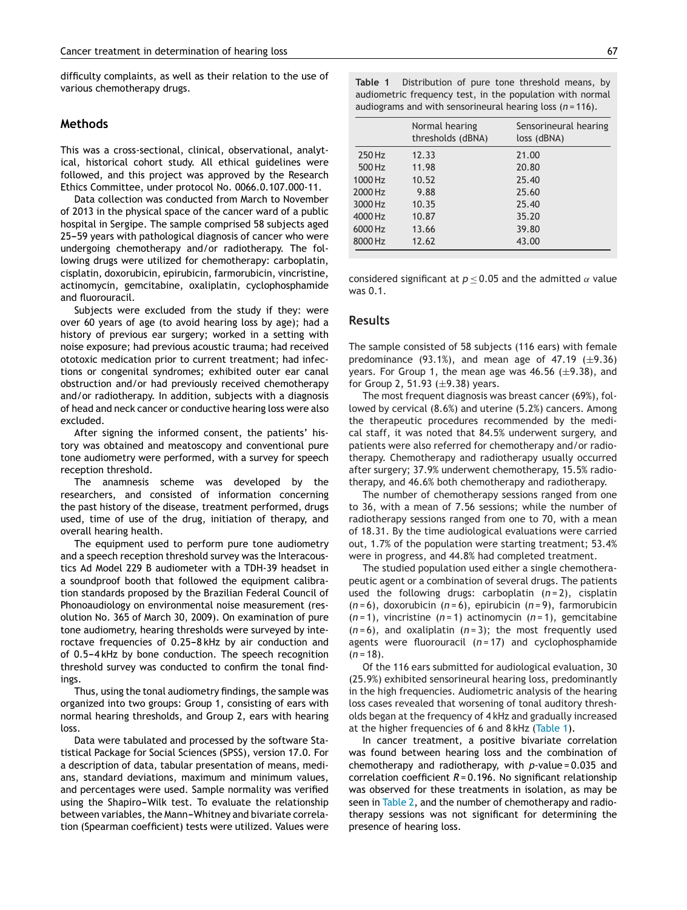difficulty complaints, as well as their relation to the use of various chemotherapy drugs.

## Methods

This was a cross-sectional, clinical, observational, analytical, historical cohort study. All ethical guidelines were followed, and this project was approved by the Research Ethics Committee, under protocol No. 0066.0.107.000-11.

Data collection was conducted from March to November of 2013 in the physical space of the cancer ward of a public hospital in Sergipe. The sample comprised 58 subjects aged 25–59 years with pathological diagnosis of cancer who were undergoing chemotherapy and/or radiotherapy. The following drugs were utilized for chemotherapy: carboplatin, cisplatin, doxorubicin, epirubicin, farmorubicin, vincristine, actinomycin, gemcitabine, oxaliplatin, cyclophosphamide and fluorouracil.

Subjects were excluded from the study if they: were over 60 years of age (to avoid hearing loss by age); had a history of previous ear surgery; worked in a setting with noise exposure; had previous acoustic trauma; had received ototoxic medication prior to current treatment; had infections or congenital syndromes; exhibited outer ear canal obstruction and/or had previously received chemotherapy and/or radiotherapy. In addition, subjects with a diagnosis of head and neck cancer or conductive hearing loss were also excluded.

After signing the informed consent, the patients' history was obtained and meatoscopy and conventional pure tone audiometry were performed, with a survey for speech reception threshold.

The anamnesis scheme was developed by the researchers, and consisted of information concerning the past history of the disease, treatment performed, drugs used, time of use of the drug, initiation of therapy, and overall hearing health.

The equipment used to perform pure tone audiometry and a speech reception threshold survey was the Interacoustics Ad Model 229 B audiometer with a TDH-39 headset in a soundproof booth that followed the equipment calibration standards proposed by the Brazilian Federal Council of Phonoaudiology on environmental noise measurement (resolution No. 365 of March 30, 2009). On examination of pure tone audiometry, hearing thresholds were surveyed by interoctave frequencies of 0.25–8 kHz by air conduction and of 0.5–4 kHz by bone conduction. The speech recognition threshold survey was conducted to confirm the tonal findings.

Thus, using the tonal audiometry findings, the sample was organized into two groups: Group 1, consisting of ears with normal hearing thresholds, and Group 2, ears with hearing loss.

Data were tabulated and processed by the software Statistical Package for Social Sciences (SPSS), version 17.0. For a description of data, tabular presentation of means, medians, standard deviations, maximum and minimum values, and percentages were used. Sample normality was verified using the Shapiro–Wilk test. To evaluate the relationship between variables, the Mann–Whitney and bivariate correlation (Spearman coefficient) tests were utilized. Values were considered significant at $p \leq 0.05$ and the admitted $\alpha$ value was 0.1.

**Table 1** Distribution of pure tone threshold means, by audiometric frequency test, in the population with normal audiograms and with sensorineural hearing loss ($n = 116$).

| | Normal hearing thresholds (dBNA) | Sensorineural hearing loss (dBNA) |
|---|---|---|
| 250 Hz | 12.33 | 21.00 |
| 500 Hz | 11.98 | 20.80 |
| 1000 Hz | 10.52 | 25.40 |
| 2000 Hz | 9.88 | 25.60 |
| 3000 Hz | 10.35 | 25.40 |
| 4000 Hz | 10.87 | 35.20 |
| 6000 Hz | 13.66 | 39.80 |
| 8000 Hz | 12.62 | 43.00 |

## Results

The sample consisted of 58 subjects (116 ears) with female predominance (93.1%), and mean age of 47.19 (±9.36) years. For Group 1, the mean age was 46.56 (±9.38), and for Group 2, 51.93 (±9.38) years.

The most frequent diagnosis was breast cancer (69%), followed by cervical (8.6%) and uterine (5.2%) cancers. Among the therapeutic procedures recommended by the medical staff, it was noted that 84.5% underwent surgery, and patients were also referred for chemotherapy and/or radiotherapy. Chemotherapy and radiotherapy usually occurred after surgery; 37.9% underwent chemotherapy, 15.5% radiotherapy, and 46.6% both chemotherapy and radiotherapy.

The number of chemotherapy sessions ranged from one to 36, with a mean of 7.56 sessions; while the number of radiotherapy sessions ranged from one to 70, with a mean of 18.31. By the time audiological evaluations were carried out, 1.7% of the population were starting treatment; 53.4% were in progress, and 44.8% had completed treatment.

The studied population used either a single chemotherapeutic agent or a combination of several drugs. The patients used the following drugs: carboplatin ($n = 2$), cisplatin ($n = 6$), doxorubicin ($n = 6$), epirubicin ($n = 9$), farmorubicin ($n = 1$), vincristine ($n = 1$) actinomycin ($n = 1$), gemcitabine ($n = 6$), and oxaliplatin ($n = 3$); the most frequently used agents were fluorouracil ($n = 17$) and cyclophosphamide ($n = 18$).

Of the 116 ears submitted for audiological evaluation, 30 (25.9%) exhibited sensorineural hearing loss, predominantly in the high frequencies. Audiometric analysis of the hearing loss cases revealed that worsening of tonal auditory thresholds began at the frequency of 4 kHz and gradually increased at the higher frequencies of 6 and 8 kHz (Table 1).

In cancer treatment, a positive bivariate correlation was found between hearing loss and the combination of chemotherapy and radiotherapy, with $p$-value = 0.035 and correlation coefficient $R = 0.196$. No significant relationship was observed for these treatments in isolation, as may be seen in Table 2, and the number of chemotherapy and radiotherapy sessions was not significant for determining the presence of hearing loss.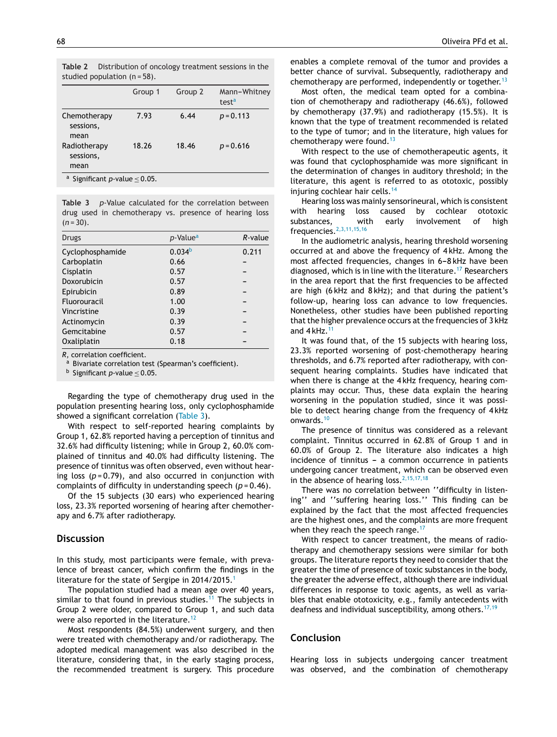**Table 2** Distribution of oncology treatment sessions in the studied population (n = 58).

| | Group 1 | Group 2 | Mann–Whitney test[a] |
|---|---|---|---|
| Chemotherapy sessions, mean | 7.93 | 6.44 | $p = 0.113$ |
| Radiotherapy sessions, mean | 18.26 | 18.46 | $p = 0.616$ |

[a] Significant $p$-value $\leq 0.05$.

**Table 3** $p$-Value calculated for the correlation between drug used in chemotherapy vs. presence of hearing loss ($n = 30$).

| Drugs | $p$-Value[a] | $R$-value |
|---|---|---|
| Cyclophosphamide | 0.034[b] | 0.211 |
| Carboplatin | 0.66 | – |
| Cisplatin | 0.57 | – |
| Doxorubicin | 0.57 | – |
| Epirubicin | 0.89 | – |
| Fluorouracil | 1.00 | – |
| Vincristine | 0.39 | – |
| Actinomycin | 0.39 | – |
| Gemcitabine | 0.57 | – |
| Oxaliplatin | 0.18 | – |

$R$, correlation coefficient.
[a] Bivariate correlation test (Spearman's coefficient).
[b] Significant $p$-value $\leq 0.05$.

Regarding the type of chemotherapy drug used in the population presenting hearing loss, only cyclophosphamide showed a significant correlation (Table 3).

With respect to self-reported hearing complaints by Group 1, 62.8% reported having a perception of tinnitus and 32.6% had difficulty listening; while in Group 2, 60.0% complained of tinnitus and 40.0% had difficulty listening. The presence of tinnitus was often observed, even without hearing loss ($p = 0.79$), and also occurred in conjunction with complaints of difficulty in understanding speech ($p = 0.46$).

Of the 15 subjects (30 ears) who experienced hearing loss, 23.3% reported worsening of hearing after chemotherapy and 6.7% after radiotherapy.

## Discussion

In this study, most participants were female, with prevalence of breast cancer, which confirm the findings in the literature for the state of Sergipe in 2014/2015.[1]

The population studied had a mean age over 40 years, similar to that found in previous studies.[11] The subjects in Group 2 were older, compared to Group 1, and such data were also reported in the literature.[12]

Most respondents (84.5%) underwent surgery, and then were treated with chemotherapy and/or radiotherapy. The adopted medical management was also described in the literature, considering that, in the early staging process, the recommended treatment is surgery. This procedure enables a complete removal of the tumor and provides a better chance of survival. Subsequently, radiotherapy and chemotherapy are performed, independently or together.[13]

Most often, the medical team opted for a combination of chemotherapy and radiotherapy (46.6%), followed by chemotherapy (37.9%) and radiotherapy (15.5%). It is known that the type of treatment recommended is related to the type of tumor; and in the literature, high values for chemotherapy were found.[13]

With respect to the use of chemotherapeutic agents, it was found that cyclophosphamide was more significant in the determination of changes in auditory threshold; in the literature, this agent is referred to as ototoxic, possibly injuring cochlear hair cells.[14]

Hearing loss was mainly sensorineural, which is consistent with hearing loss caused by cochlear ototoxic substances, with early involvement of high frequencies.[2,3,11,15,16]

In the audiometric analysis, hearing threshold worsening occurred at and above the frequency of 4 kHz. Among the most affected frequencies, changes in 6–8 kHz have been diagnosed, which is in line with the literature.[17] Researchers in the area report that the first frequencies to be affected are high (6 kHz and 8 kHz); and that during the patient's follow-up, hearing loss can advance to low frequencies. Nonetheless, other studies have been published reporting that the higher prevalence occurs at the frequencies of 3 kHz and 4 kHz.[11]

It was found that, of the 15 subjects with hearing loss, 23.3% reported worsening of post-chemotherapy hearing thresholds, and 6.7% reported after radiotherapy, with consequent hearing complaints. Studies have indicated that when there is change at the 4 kHz frequency, hearing complaints may occur. Thus, these data explain the hearing worsening in the population studied, since it was possible to detect hearing change from the frequency of 4 kHz onwards.[10]

The presence of tinnitus was considered as a relevant complaint. Tinnitus occurred in 62.8% of Group 1 and in 60.0% of Group 2. The literature also indicates a high incidence of tinnitus – a common occurrence in patients undergoing cancer treatment, which can be observed even in the absence of hearing loss.[2,15,17,18]

There was no correlation between ''difficulty in listening'' and ''suffering hearing loss.'' This finding can be explained by the fact that the most affected frequencies are the highest ones, and the complaints are more frequent when they reach the speech range.[17]

With respect to cancer treatment, the means of radiotherapy and chemotherapy sessions were similar for both groups. The literature reports they need to consider that the greater the time of presence of toxic substances in the body, the greater the adverse effect, although there are individual differences in response to toxic agents, as well as variables that enable ototoxicity, e.g., family antecedents with deafness and individual susceptibility, among others.[17,19]

## Conclusion

Hearing loss in subjects undergoing cancer treatment was observed, and the combination of chemotherapy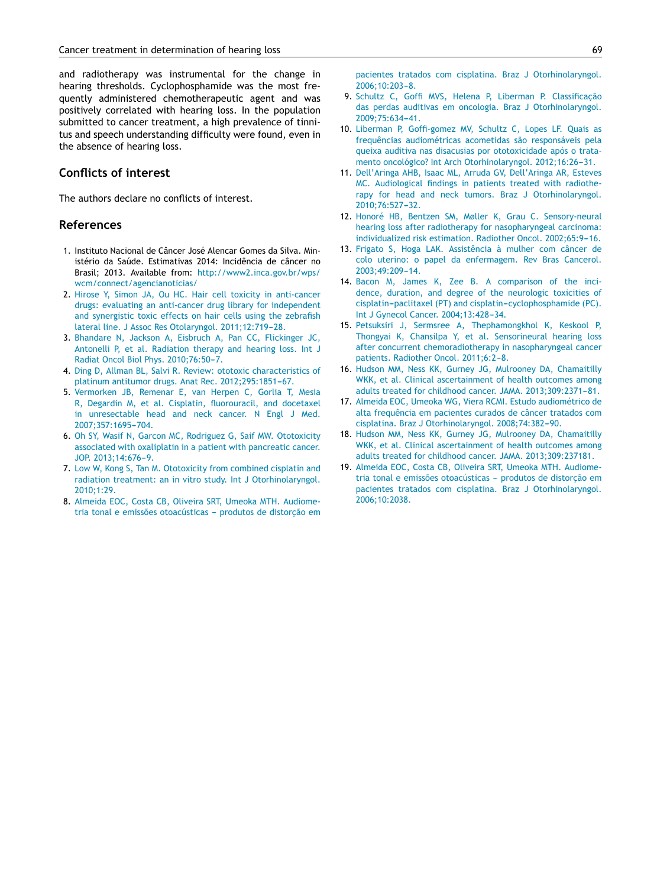and radiotherapy was instrumental for the change in hearing thresholds. Cyclophosphamide was the most frequently administered chemotherapeutic agent and was positively correlated with hearing loss. In the population submitted to cancer treatment, a high prevalence of tinnitus and speech understanding difficulty were found, even in the absence of hearing loss.

## Conflicts of interest

The authors declare no conflicts of interest.

## References

1. Instituto Nacional de Câncer José Alencar Gomes da Silva. Ministério da Saúde. Estimativas 2014: Incidência de câncer no Brasil; 2013. Available from: http://www2.inca.gov.br/wps/wcm/connect/agencianoticias/
2. Hirose Y, Simon JA, Ou HC. Hair cell toxicity in anti-cancer drugs: evaluating an anti-cancer drug library for independent and synergistic toxic effects on hair cells using the zebrafish lateral line. J Assoc Res Otolaryngol. 2011;12:719–28.
3. Bhandare N, Jackson A, Eisbruch A, Pan CC, Flickinger JC, Antonelli P, et al. Radiation therapy and hearing loss. Int J Radiat Oncol Biol Phys. 2010;76:50–7.
4. Ding D, Allman BL, Salvi R. Review: ototoxic characteristics of platinum antitumor drugs. Anat Rec. 2012;295:1851–67.
5. Vermorken JB, Remenar E, van Herpen C, Gorlia T, Mesia R, Degardin M, et al. Cisplatin, fluorouracil, and docetaxel in unresectable head and neck cancer. N Engl J Med. 2007;357:1695–704.
6. Oh SY, Wasif N, Garcon MC, Rodriguez G, Saif MW. Ototoxicity associated with oxaliplatin in a patient with pancreatic cancer. JOP. 2013;14:676–9.
7. Low W, Kong S, Tan M. Ototoxicity from combined cisplatin and radiation treatment: an in vitro study. Int J Otorhinolaryngol. 2010;1:29.
8. Almeida EOC, Costa CB, Oliveira SRT, Umeoka MTH. Audiometria tonal e emissões otoacústicas – produtos de distorção em pacientes tratados com cisplatina. Braz J Otorhinolaryngol. 2006;10:203–8.
9. Schultz C, Goffi MVS, Helena P, Liberman P. Classificação das perdas auditivas em oncologia. Braz J Otorhinolaryngol. 2009;75:634–41.
10. Liberman P, Goffi-gomez MV, Schultz C, Lopes LF. Quais as frequências audiométricas acometidas são responsáveis pela queixa auditiva nas disacusias por ototoxicidade após o tratamento oncológico? Int Arch Otorhinolaryngol. 2012;16:26–31.
11. Dell'Aringa AHB, Isaac ML, Arruda GV, Dell'Aringa AR, Esteves MC. Audiological findings in patients treated with radiotherapy for head and neck tumors. Braz J Otorhinolaryngol. 2010;76:527–32.
12. Honoré HB, Bentzen SM, Møller K, Grau C. Sensory-neural hearing loss after radiotherapy for nasopharyngeal carcinoma: individualized risk estimation. Radiother Oncol. 2002;65:9–16.
13. Frigato S, Hoga LAK. Assistência à mulher com câncer de colo uterino: o papel da enfermagem. Rev Bras Cancerol. 2003;49:209–14.
14. Bacon M, James K, Zee B. A comparison of the incidence, duration, and degree of the neurologic toxicities of cisplatin–paclitaxel (PT) and cisplatin–cyclophosphamide (PC). Int J Gynecol Cancer. 2004;13:428–34.
15. Petsuksiri J, Sermsree A, Thephamongkhol K, Keskool P, Thongyai K, Chansilpa Y, et al. Sensorineural hearing loss after concurrent chemoradiotherapy in nasopharyngeal cancer patients. Radiother Oncol. 2011;6:2–8.
16. Hudson MM, Ness KK, Gurney JG, Mulrooney DA, Chamaitilly WKK, et al. Clinical ascertainment of health outcomes among adults treated for childhood cancer. JAMA. 2013;309:2371–81.
17. Almeida EOC, Umeoka WG, Viera RCMI. Estudo audiométrico de alta frequência em pacientes curados de câncer tratados com cisplatina. Braz J Otorhinolaryngol. 2008;74:382–90.
18. Hudson MM, Ness KK, Gurney JG, Mulrooney DA, Chamaitilly WKK, et al. Clinical ascertainment of health outcomes among adults treated for childhood cancer. JAMA. 2013;309:237181.
19. Almeida EOC, Costa CB, Oliveira SRT, Umeoka MTH. Audiometria tonal e emissões otoacústicas – produtos de distorção em pacientes tratados com cisplatina. Braz J Otorhinolaryngol. 2006;10:2038.